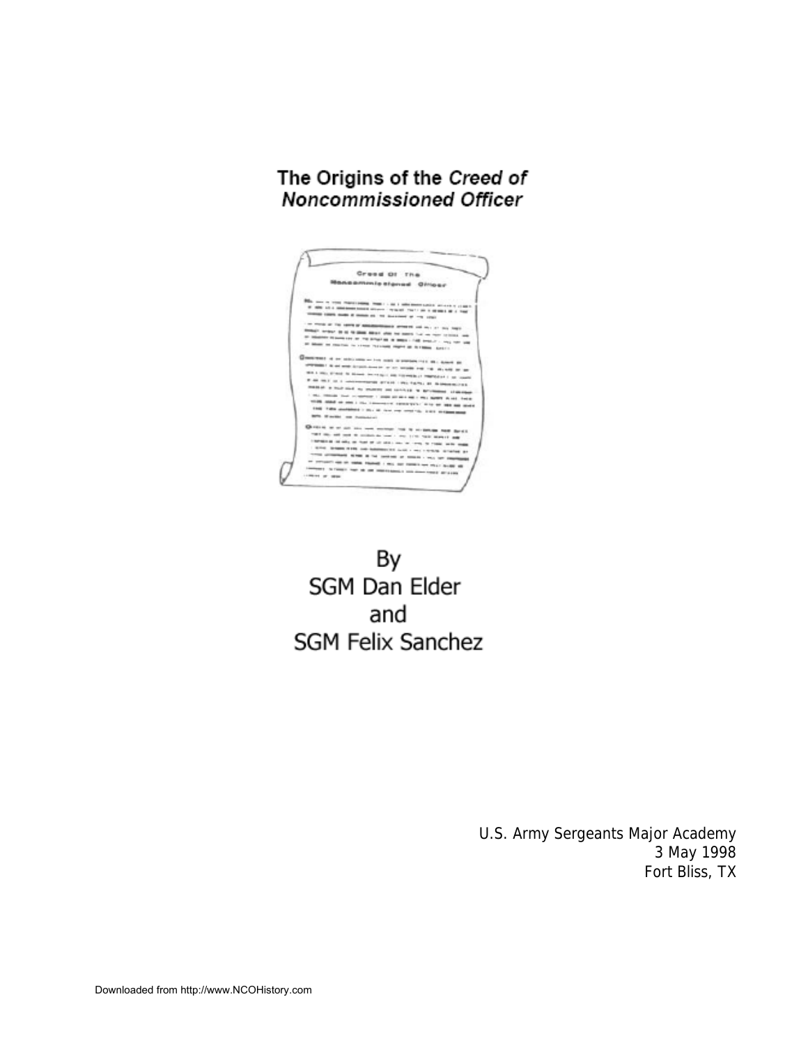# The Origins of the *Creed of Noncommissioned Officer*

By
SGM Dan Elder
and
SGM Felix Sanchez

U.S. Army Sergeants Major Academy
3 May 1998
Fort Bliss, TX

Downloaded from http://www.NCOHistory.com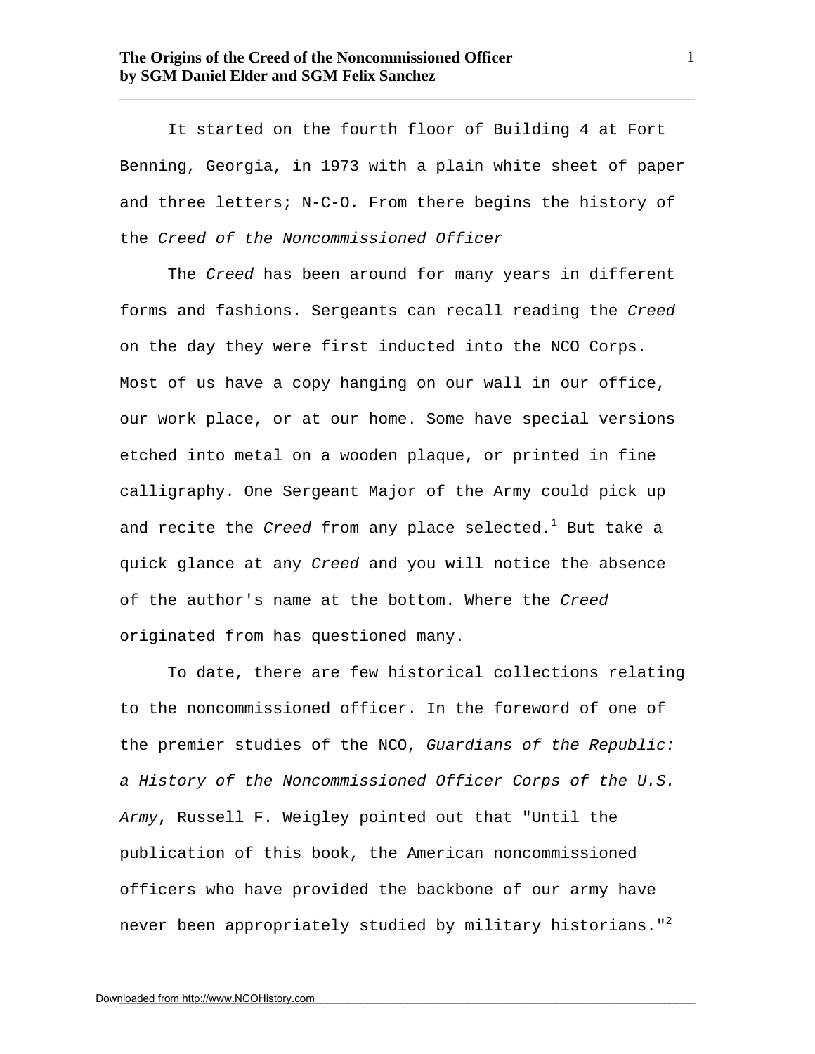It started on the fourth floor of Building 4 at Fort Benning, Georgia, in 1973 with a plain white sheet of paper and three letters; N-C-O. From there begins the history of the *Creed of the Noncommissioned Officer*

The *Creed* has been around for many years in different forms and fashions. Sergeants can recall reading the *Creed* on the day they were first inducted into the NCO Corps. Most of us have a copy hanging on our wall in our office, our work place, or at our home. Some have special versions etched into metal on a wooden plaque, or printed in fine calligraphy. One Sergeant Major of the Army could pick up and recite the *Creed* from any place selected.[1] But take a quick glance at any *Creed* and you will notice the absence of the author's name at the bottom. Where the *Creed* originated from has questioned many.

To date, there are few historical collections relating to the noncommissioned officer. In the foreword of one of the premier studies of the NCO, *Guardians of the Republic: a History of the Noncommissioned Officer Corps of the U.S. Army*, Russell F. Weigley pointed out that "Until the publication of this book, the American noncommissioned officers who have provided the backbone of our army have never been appropriately studied by military historians."[2]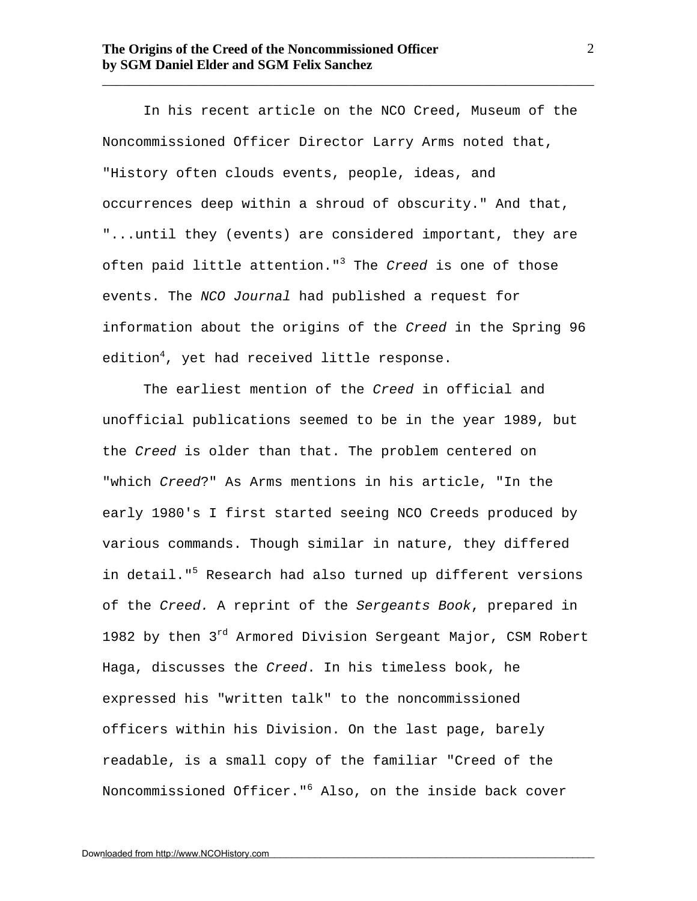In his recent article on the NCO Creed, Museum of the Noncommissioned Officer Director Larry Arms noted that, "History often clouds events, people, ideas, and occurrences deep within a shroud of obscurity." And that, "...until they (events) are considered important, they are often paid little attention."[3] The *Creed* is one of those events. The *NCO Journal* had published a request for information about the origins of the *Creed* in the Spring 96 edition[4], yet had received little response.

The earliest mention of the *Creed* in official and unofficial publications seemed to be in the year 1989, but the *Creed* is older than that. The problem centered on "which *Creed*?" As Arms mentions in his article, "In the early 1980's I first started seeing NCO Creeds produced by various commands. Though similar in nature, they differed in detail."[5] Research had also turned up different versions of the *Creed.* A reprint of the *Sergeants Book*, prepared in 1982 by then 3rd Armored Division Sergeant Major, CSM Robert Haga, discusses the *Creed*. In his timeless book, he expressed his "written talk" to the noncommissioned officers within his Division. On the last page, barely readable, is a small copy of the familiar "Creed of the Noncommissioned Officer."[6] Also, on the inside back cover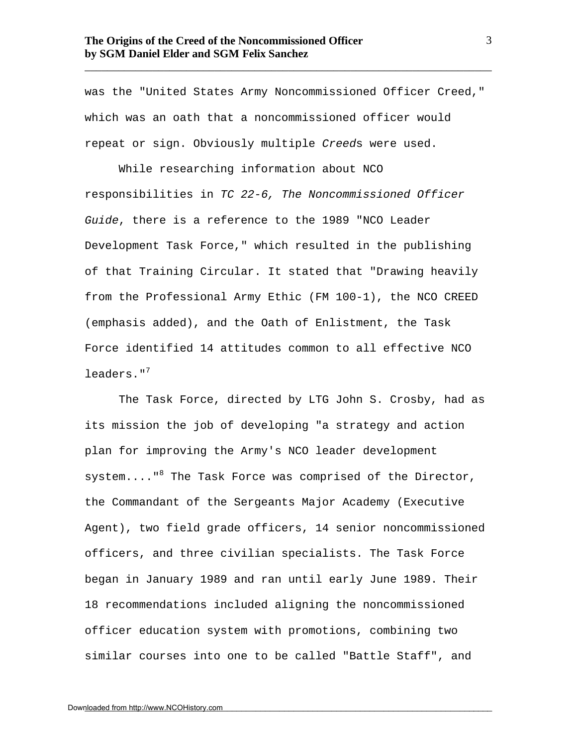was the "United States Army Noncommissioned Officer Creed," which was an oath that a noncommissioned officer would repeat or sign. Obviously multiple *Creed*s were used.

While researching information about NCO responsibilities in *TC 22-6, The Noncommissioned Officer Guide*, there is a reference to the 1989 "NCO Leader Development Task Force," which resulted in the publishing of that Training Circular. It stated that "Drawing heavily from the Professional Army Ethic (FM 100-1), the NCO CREED (emphasis added), and the Oath of Enlistment, the Task Force identified 14 attitudes common to all effective NCO leaders."[7]

The Task Force, directed by LTG John S. Crosby, had as its mission the job of developing "a strategy and action plan for improving the Army's NCO leader development system...."[8] The Task Force was comprised of the Director, the Commandant of the Sergeants Major Academy (Executive Agent), two field grade officers, 14 senior noncommissioned officers, and three civilian specialists. The Task Force began in January 1989 and ran until early June 1989. Their 18 recommendations included aligning the noncommissioned officer education system with promotions, combining two similar courses into one to be called "Battle Staff", and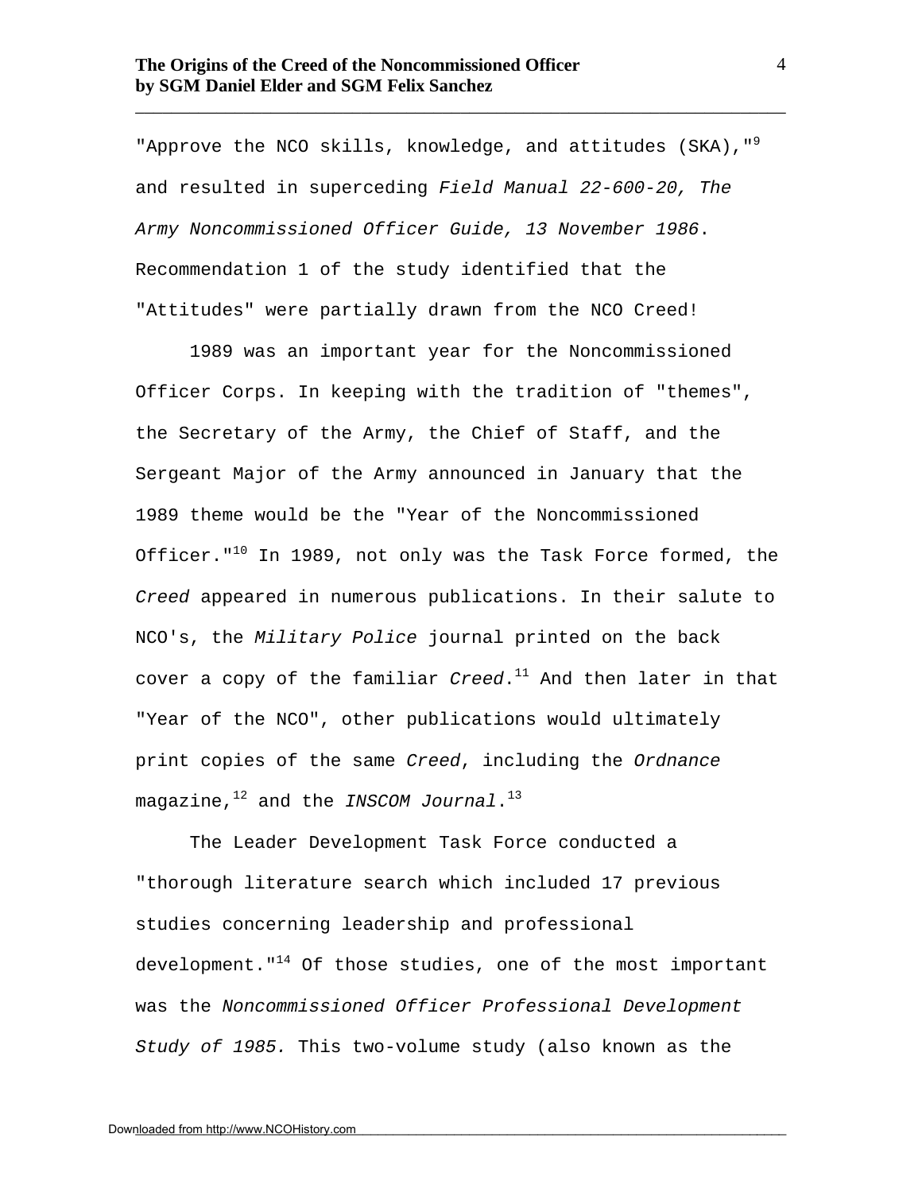"Approve the NCO skills, knowledge, and attitudes (SKA),"[9] and resulted in superceding *Field Manual 22-600-20, The Army Noncommissioned Officer Guide, 13 November 1986*. Recommendation 1 of the study identified that the "Attitudes" were partially drawn from the NCO Creed!

1989 was an important year for the Noncommissioned Officer Corps. In keeping with the tradition of "themes", the Secretary of the Army, the Chief of Staff, and the Sergeant Major of the Army announced in January that the 1989 theme would be the "Year of the Noncommissioned Officer."[10] In 1989, not only was the Task Force formed, the *Creed* appeared in numerous publications. In their salute to NCO's, the *Military Police* journal printed on the back cover a copy of the familiar *Creed*.[11] And then later in that "Year of the NCO", other publications would ultimately print copies of the same *Creed*, including the *Ordnance* magazine,[12] and the *INSCOM Journal*.[13]

The Leader Development Task Force conducted a "thorough literature search which included 17 previous studies concerning leadership and professional development."[14] Of those studies, one of the most important was the *Noncommissioned Officer Professional Development Study of 1985.* This two-volume study (also known as the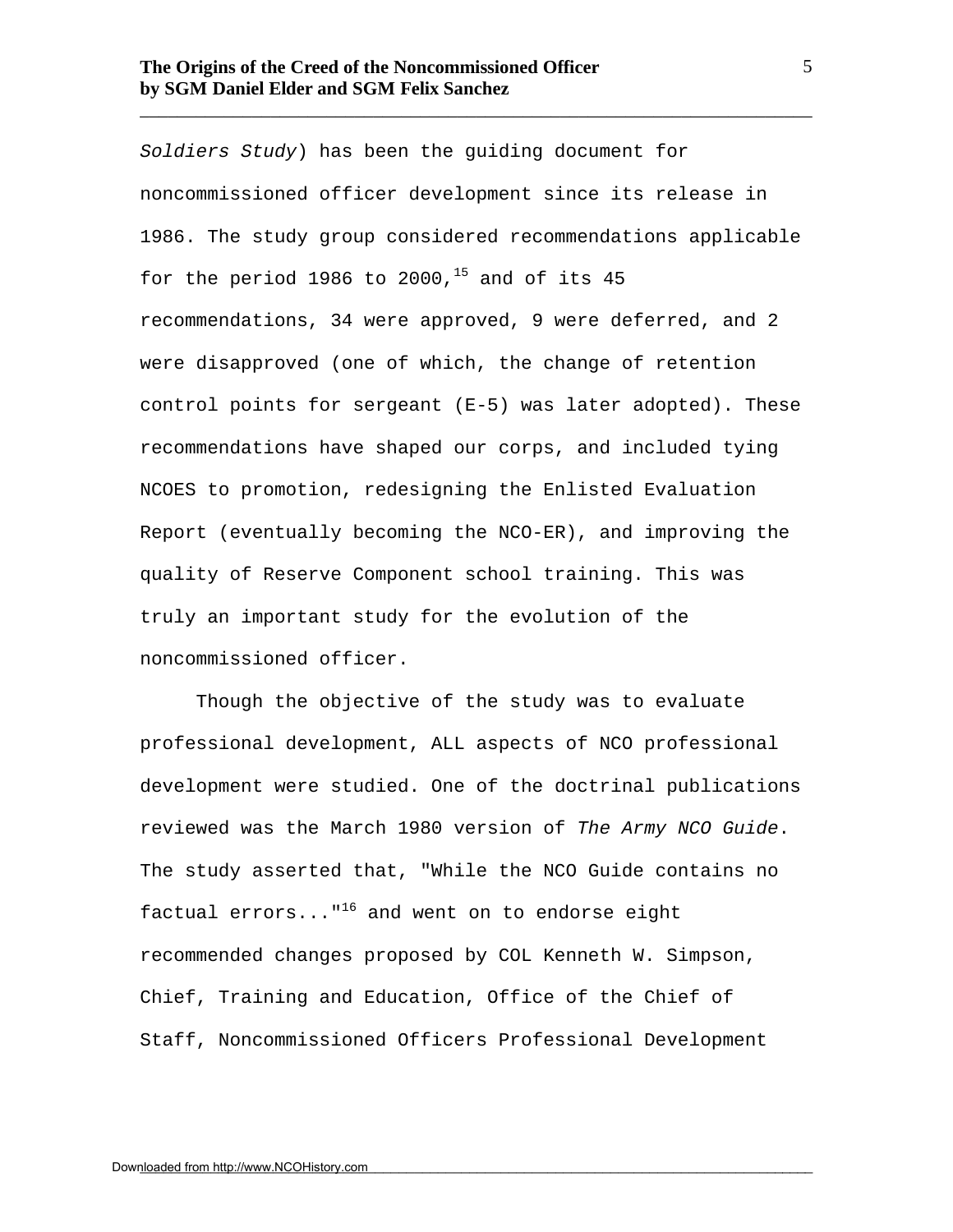*Soldiers Study*) has been the guiding document for noncommissioned officer development since its release in 1986. The study group considered recommendations applicable for the period 1986 to 2000,[15] and of its 45 recommendations, 34 were approved, 9 were deferred, and 2 were disapproved (one of which, the change of retention control points for sergeant (E-5) was later adopted). These recommendations have shaped our corps, and included tying NCOES to promotion, redesigning the Enlisted Evaluation Report (eventually becoming the NCO-ER), and improving the quality of Reserve Component school training. This was truly an important study for the evolution of the noncommissioned officer.

Though the objective of the study was to evaluate professional development, ALL aspects of NCO professional development were studied. One of the doctrinal publications reviewed was the March 1980 version of *The Army NCO Guide*. The study asserted that, "While the NCO Guide contains no factual errors..."[16] and went on to endorse eight recommended changes proposed by COL Kenneth W. Simpson, Chief, Training and Education, Office of the Chief of Staff, Noncommissioned Officers Professional Development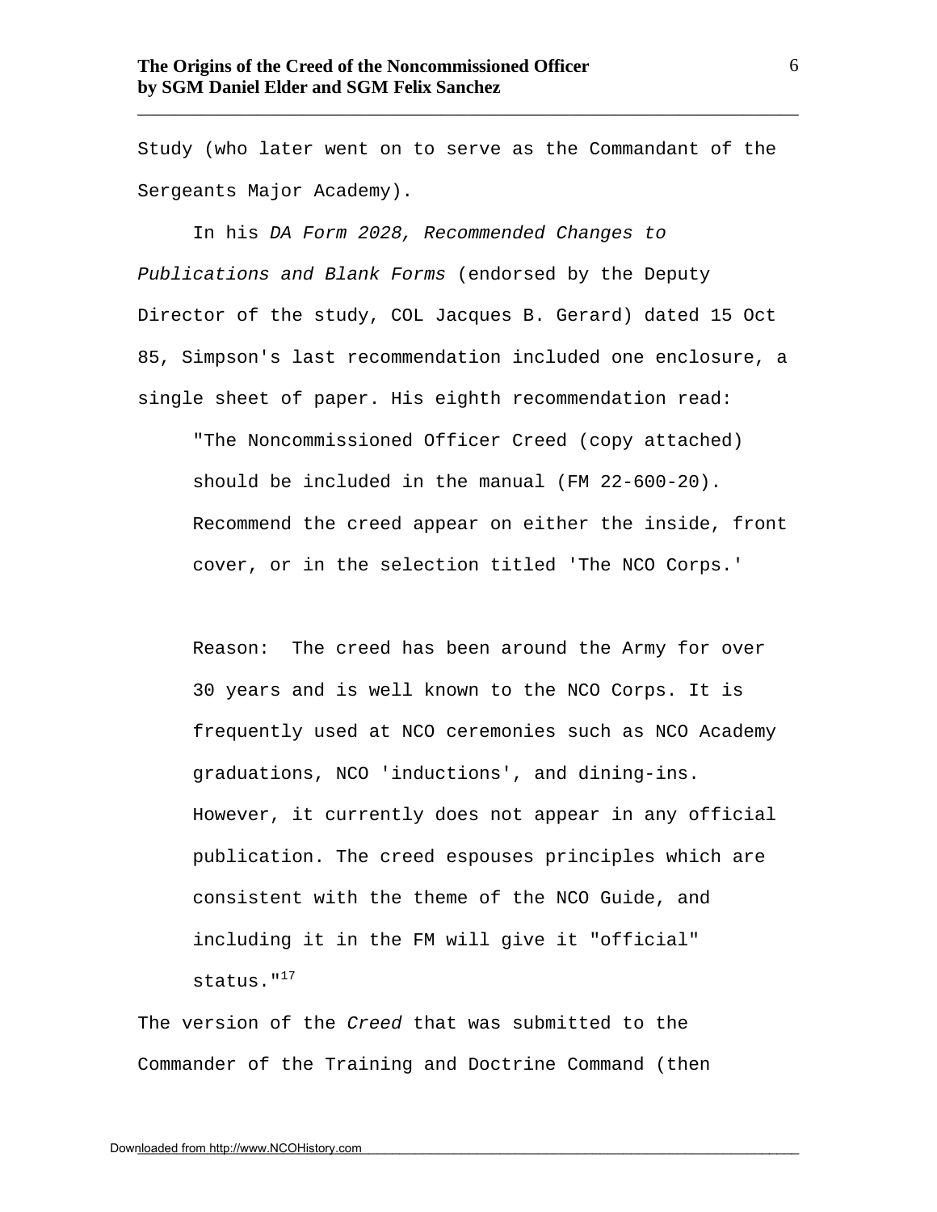Study (who later went on to serve as the Commandant of the Sergeants Major Academy).

In his *DA Form 2028, Recommended Changes to Publications and Blank Forms* (endorsed by the Deputy Director of the study, COL Jacques B. Gerard) dated 15 Oct 85, Simpson's last recommendation included one enclosure, a single sheet of paper. His eighth recommendation read:

> "The Noncommissioned Officer Creed (copy attached) should be included in the manual (FM 22-600-20). Recommend the creed appear on either the inside, front cover, or in the selection titled 'The NCO Corps.'
>
> Reason: The creed has been around the Army for over 30 years and is well known to the NCO Corps. It is frequently used at NCO ceremonies such as NCO Academy graduations, NCO 'inductions', and dining-ins. However, it currently does not appear in any official publication. The creed espouses principles which are consistent with the theme of the NCO Guide, and including it in the FM will give it "official" status."[17]

The version of the *Creed* that was submitted to the Commander of the Training and Doctrine Command (then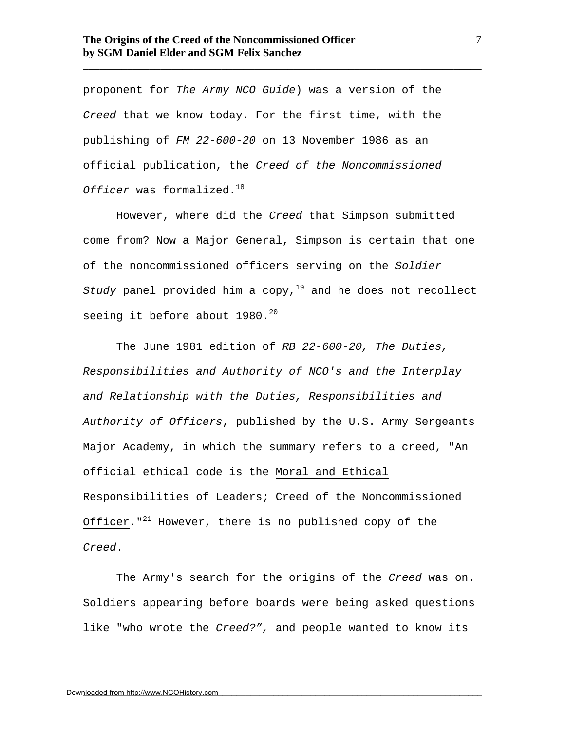proponent for *The Army NCO Guide*) was a version of the *Creed* that we know today. For the first time, with the publishing of *FM 22-600-20* on 13 November 1986 as an official publication, the *Creed of the Noncommissioned Officer* was formalized.[18]

However, where did the *Creed* that Simpson submitted come from? Now a Major General, Simpson is certain that one of the noncommissioned officers serving on the *Soldier Study* panel provided him a copy,[19] and he does not recollect seeing it before about 1980.[20]

The June 1981 edition of *RB 22-600-20, The Duties, Responsibilities and Authority of NCO's and the Interplay and Relationship with the Duties, Responsibilities and Authority of Officers*, published by the U.S. Army Sergeants Major Academy, in which the summary refers to a creed, "An official ethical code is the Moral and Ethical Responsibilities of Leaders; Creed of the Noncommissioned Officer."[21] However, there is no published copy of the *Creed*.

The Army's search for the origins of the *Creed* was on. Soldiers appearing before boards were being asked questions like "who wrote the *Creed?",* and people wanted to know its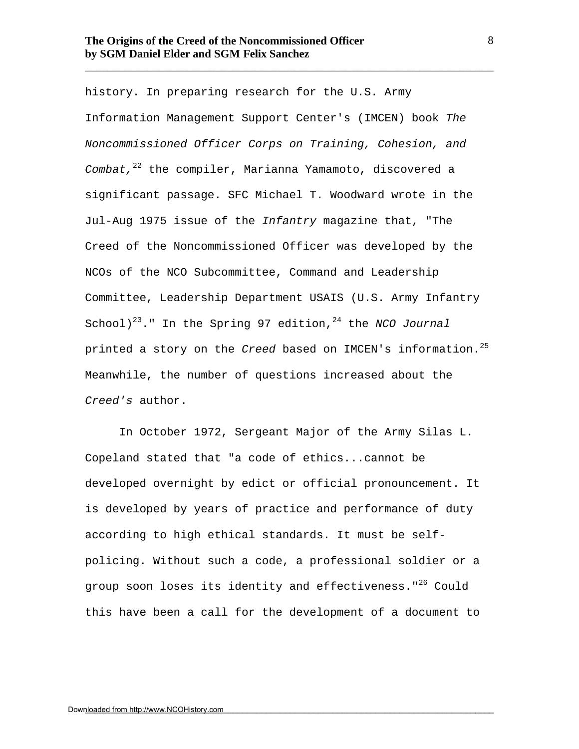history. In preparing research for the U.S. Army Information Management Support Center's (IMCEN) book *The Noncommissioned Officer Corps on Training, Cohesion, and Combat,*[22] the compiler, Marianna Yamamoto, discovered a significant passage. SFC Michael T. Woodward wrote in the Jul-Aug 1975 issue of the *Infantry* magazine that, "The Creed of the Noncommissioned Officer was developed by the NCOs of the NCO Subcommittee, Command and Leadership Committee, Leadership Department USAIS (U.S. Army Infantry School)[23]." In the Spring 97 edition,[24] the *NCO Journal* printed a story on the *Creed* based on IMCEN's information.[25] Meanwhile, the number of questions increased about the *Creed's* author.

In October 1972, Sergeant Major of the Army Silas L. Copeland stated that "a code of ethics...cannot be developed overnight by edict or official pronouncement. It is developed by years of practice and performance of duty according to high ethical standards. It must be self-policing. Without such a code, a professional soldier or a group soon loses its identity and effectiveness."[26] Could this have been a call for the development of a document to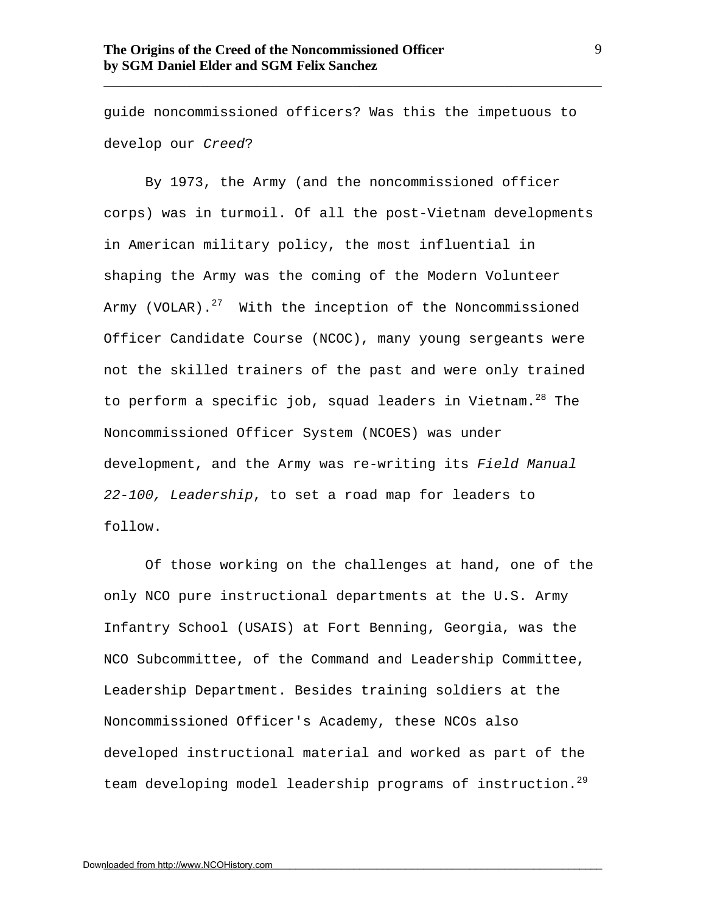guide noncommissioned officers? Was this the impetuous to develop our *Creed*?

By 1973, the Army (and the noncommissioned officer corps) was in turmoil. Of all the post-Vietnam developments in American military policy, the most influential in shaping the Army was the coming of the Modern Volunteer Army (VOLAR).[27] With the inception of the Noncommissioned Officer Candidate Course (NCOC), many young sergeants were not the skilled trainers of the past and were only trained to perform a specific job, squad leaders in Vietnam.[28] The Noncommissioned Officer System (NCOES) was under development, and the Army was re-writing its *Field Manual 22-100, Leadership*, to set a road map for leaders to follow.

Of those working on the challenges at hand, one of the only NCO pure instructional departments at the U.S. Army Infantry School (USAIS) at Fort Benning, Georgia, was the NCO Subcommittee, of the Command and Leadership Committee, Leadership Department. Besides training soldiers at the Noncommissioned Officer's Academy, these NCOs also developed instructional material and worked as part of the team developing model leadership programs of instruction.[29]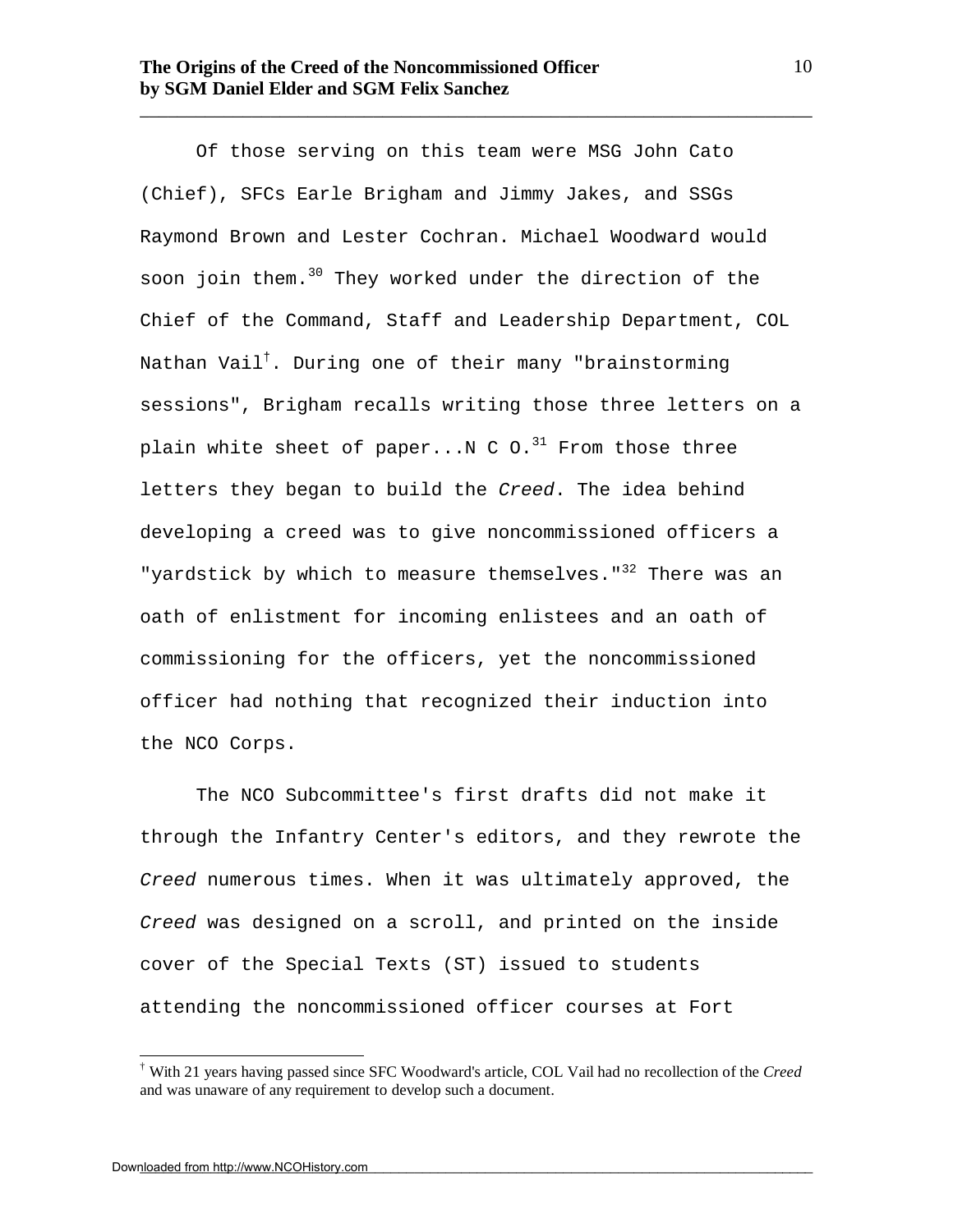Of those serving on this team were MSG John Cato (Chief), SFCs Earle Brigham and Jimmy Jakes, and SSGs Raymond Brown and Lester Cochran. Michael Woodward would soon join them.[30] They worked under the direction of the Chief of the Command, Staff and Leadership Department, COL Nathan Vail[†]. During one of their many "brainstorming sessions", Brigham recalls writing those three letters on a plain white sheet of paper...N C O.[31] From those three letters they began to build the *Creed*. The idea behind developing a creed was to give noncommissioned officers a "yardstick by which to measure themselves."[32] There was an oath of enlistment for incoming enlistees and an oath of commissioning for the officers, yet the noncommissioned officer had nothing that recognized their induction into the NCO Corps.

The NCO Subcommittee's first drafts did not make it through the Infantry Center's editors, and they rewrote the *Creed* numerous times. When it was ultimately approved, the *Creed* was designed on a scroll, and printed on the inside cover of the Special Texts (ST) issued to students attending the noncommissioned officer courses at Fort

---

[†] With 21 years having passed since SFC Woodward's article, COL Vail had no recollection of the *Creed* and was unaware of any requirement to develop such a document.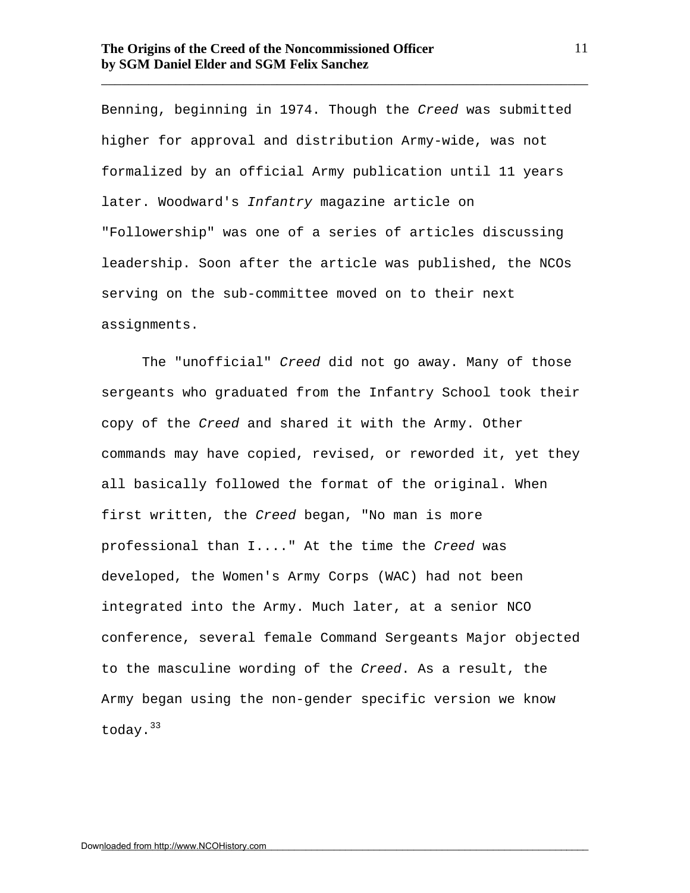Benning, beginning in 1974. Though the *Creed* was submitted higher for approval and distribution Army-wide, was not formalized by an official Army publication until 11 years later. Woodward's *Infantry* magazine article on "Followership" was one of a series of articles discussing leadership. Soon after the article was published, the NCOs serving on the sub-committee moved on to their next assignments.

The "unofficial" *Creed* did not go away. Many of those sergeants who graduated from the Infantry School took their copy of the *Creed* and shared it with the Army. Other commands may have copied, revised, or reworded it, yet they all basically followed the format of the original. When first written, the *Creed* began, "No man is more professional than I...." At the time the *Creed* was developed, the Women's Army Corps (WAC) had not been integrated into the Army. Much later, at a senior NCO conference, several female Command Sergeants Major objected to the masculine wording of the *Creed*. As a result, the Army began using the non-gender specific version we know today.[33]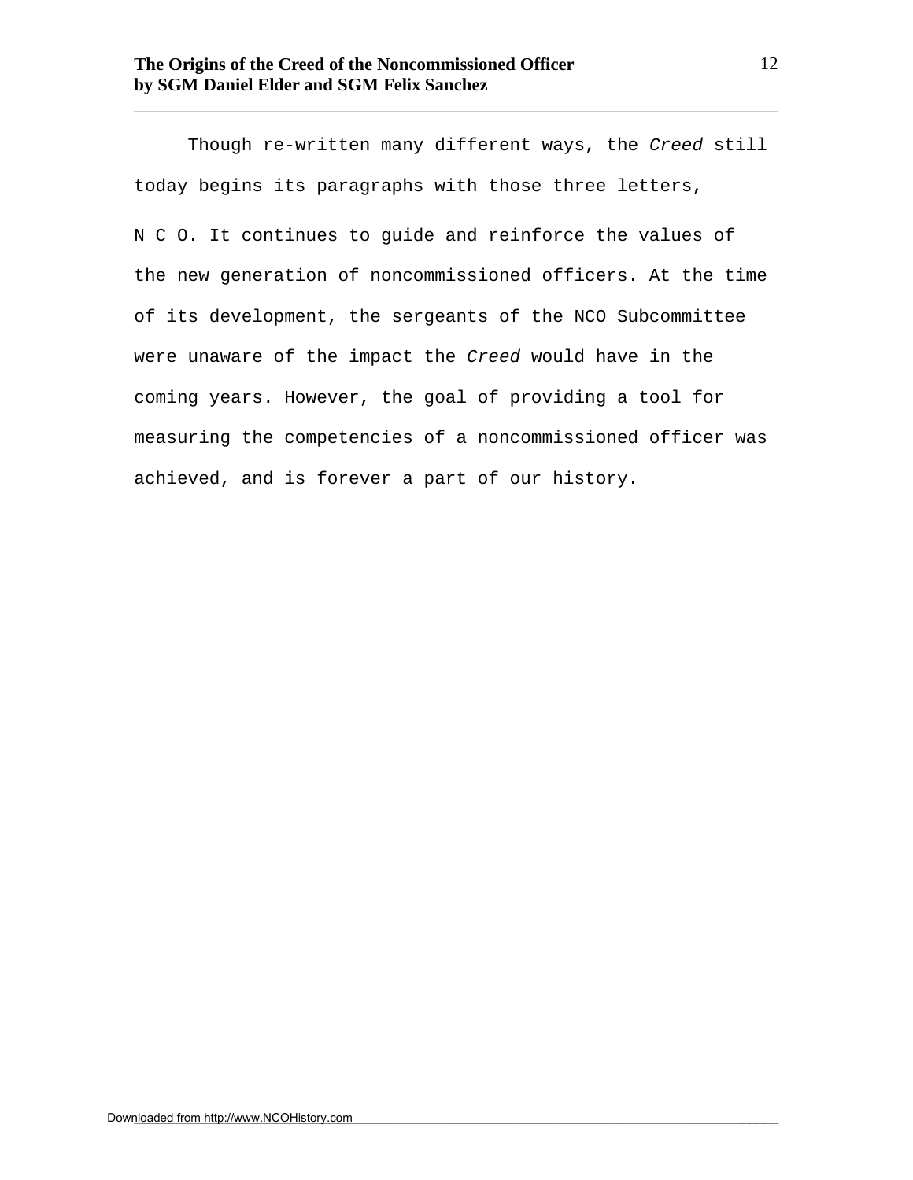Though re-written many different ways, the *Creed* still today begins its paragraphs with those three letters, N C O. It continues to guide and reinforce the values of the new generation of noncommissioned officers. At the time of its development, the sergeants of the NCO Subcommittee were unaware of the impact the *Creed* would have in the coming years. However, the goal of providing a tool for measuring the competencies of a noncommissioned officer was achieved, and is forever a part of our history.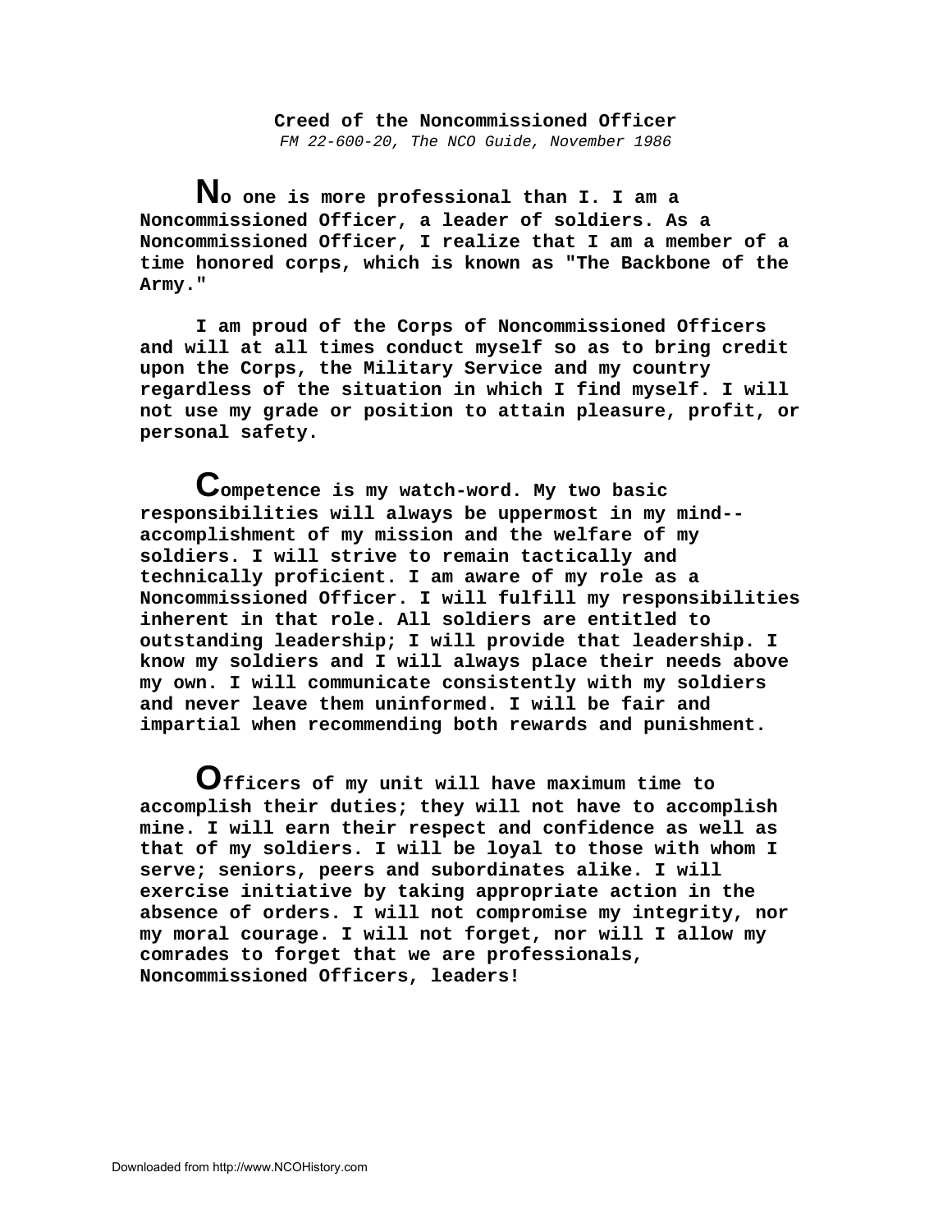**Creed of the Noncommissioned Officer**

*FM 22-600-20, The NCO Guide, November 1986*

**No one is more professional than I. I am a Noncommissioned Officer, a leader of soldiers. As a Noncommissioned Officer, I realize that I am a member of a time honored corps, which is known as "The Backbone of the Army."**

**I am proud of the Corps of Noncommissioned Officers and will at all times conduct myself so as to bring credit upon the Corps, the Military Service and my country regardless of the situation in which I find myself. I will not use my grade or position to attain pleasure, profit, or personal safety.**

**Competence is my watch-word. My two basic responsibilities will always be uppermost in my mind-- accomplishment of my mission and the welfare of my soldiers. I will strive to remain tactically and technically proficient. I am aware of my role as a Noncommissioned Officer. I will fulfill my responsibilities inherent in that role. All soldiers are entitled to outstanding leadership; I will provide that leadership. I know my soldiers and I will always place their needs above my own. I will communicate consistently with my soldiers and never leave them uninformed. I will be fair and impartial when recommending both rewards and punishment.**

**Officers of my unit will have maximum time to accomplish their duties; they will not have to accomplish mine. I will earn their respect and confidence as well as that of my soldiers. I will be loyal to those with whom I serve; seniors, peers and subordinates alike. I will exercise initiative by taking appropriate action in the absence of orders. I will not compromise my integrity, nor my moral courage. I will not forget, nor will I allow my comrades to forget that we are professionals, Noncommissioned Officers, leaders!**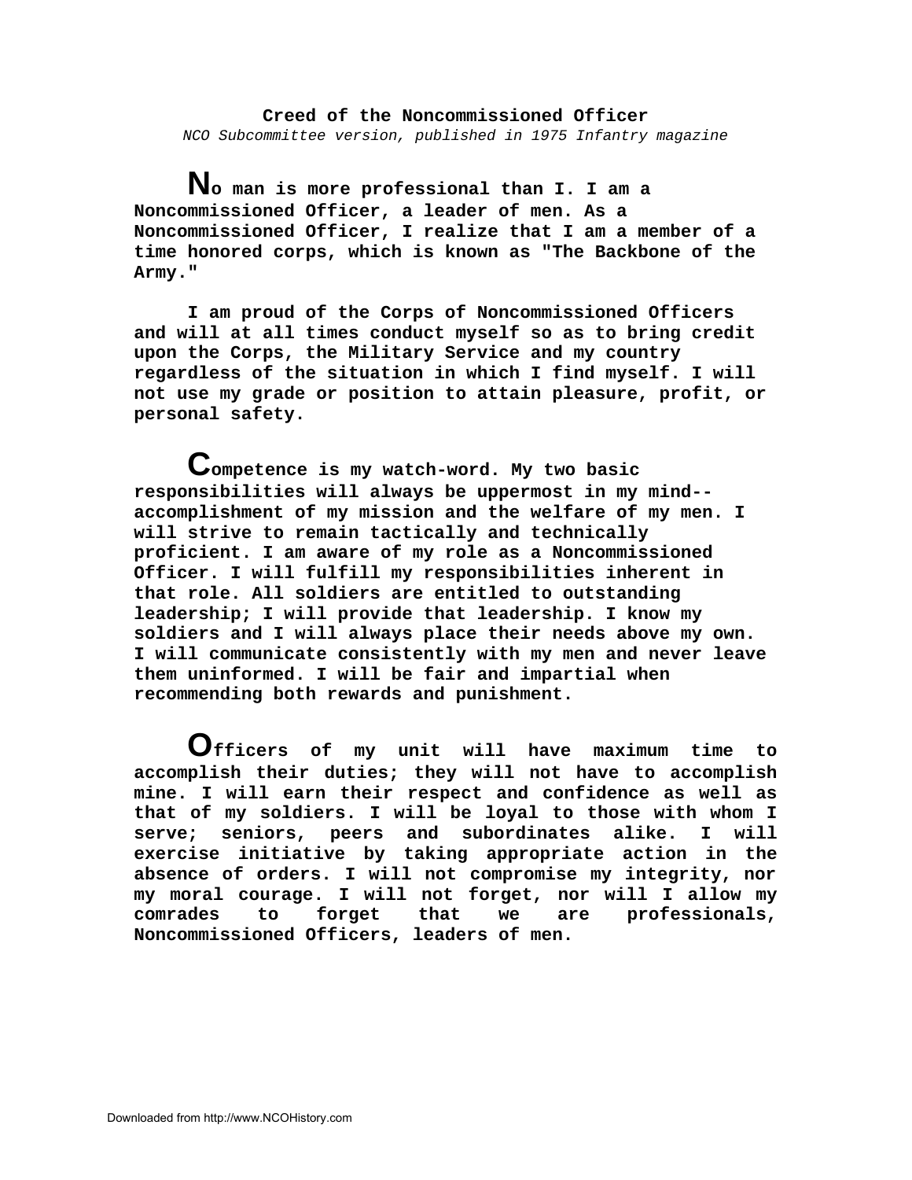**Creed of the Noncommissioned Officer**

*NCO Subcommittee version, published in 1975 Infantry magazine*

**No man is more professional than I. I am a Noncommissioned Officer, a leader of men. As a Noncommissioned Officer, I realize that I am a member of a time honored corps, which is known as "The Backbone of the Army."**

**I am proud of the Corps of Noncommissioned Officers and will at all times conduct myself so as to bring credit upon the Corps, the Military Service and my country regardless of the situation in which I find myself. I will not use my grade or position to attain pleasure, profit, or personal safety.**

**Competence is my watch-word. My two basic responsibilities will always be uppermost in my mind--accomplishment of my mission and the welfare of my men. I will strive to remain tactically and technically proficient. I am aware of my role as a Noncommissioned Officer. I will fulfill my responsibilities inherent in that role. All soldiers are entitled to outstanding leadership; I will provide that leadership. I know my soldiers and I will always place their needs above my own. I will communicate consistently with my men and never leave them uninformed. I will be fair and impartial when recommending both rewards and punishment.**

**Officers of my unit will have maximum time to accomplish their duties; they will not have to accomplish mine. I will earn their respect and confidence as well as that of my soldiers. I will be loyal to those with whom I serve; seniors, peers and subordinates alike. I will exercise initiative by taking appropriate action in the absence of orders. I will not compromise my integrity, nor my moral courage. I will not forget, nor will I allow my comrades to forget that we are professionals, Noncommissioned Officers, leaders of men.**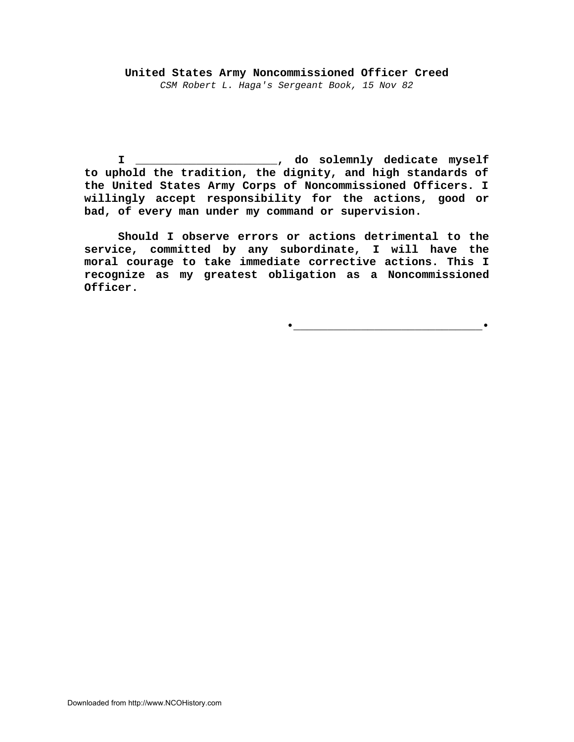**United States Army Noncommissioned Officer Creed**

*CSM Robert L. Haga's Sergeant Book, 15 Nov 82*

**I ____________________, do solemnly dedicate myself to uphold the tradition, the dignity, and high standards of the United States Army Corps of Noncommissioned Officers. I willingly accept responsibility for the actions, good or bad, of every man under my command or supervision.**

**Should I observe errors or actions detrimental to the service, committed by any subordinate, I will have the moral courage to take immediate corrective actions. This I recognize as my greatest obligation as a Noncommissioned Officer.**

•___________________________•

Downloaded from http://www.NCOHistory.com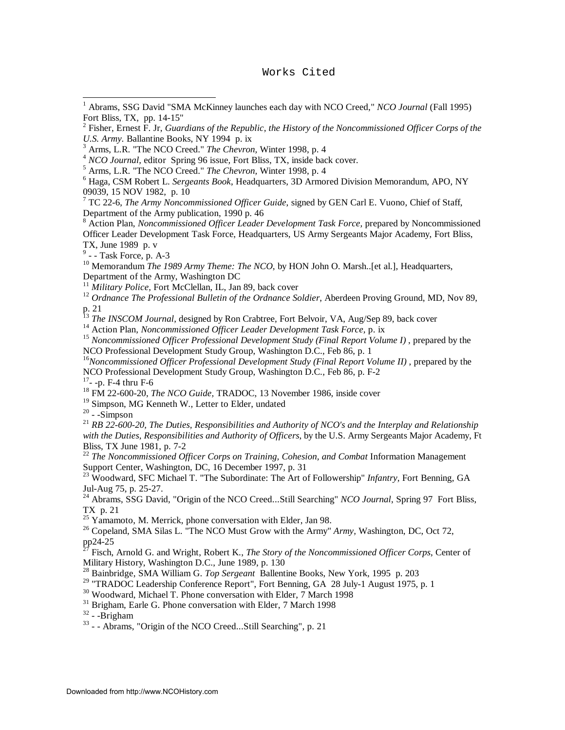# Works Cited

[1] Abrams, SSG David "SMA McKinney launches each day with NCO Creed," *NCO Journal* (Fall 1995) Fort Bliss, TX, pp. 14-15"

[2] Fisher, Ernest F. Jr, *Guardians of the Republic, the History of the Noncommissioned Officer Corps of the U.S. Army*. Ballantine Books, NY 1994 p. ix

[3] Arms, L.R. "The NCO Creed." *The Chevron,* Winter 1998, p. 4

[4] *NCO Journal,* editor Spring 96 issue, Fort Bliss, TX, inside back cover.

[5] Arms, L.R. "The NCO Creed." *The Chevron,* Winter 1998, p. 4

[6] Haga, CSM Robert L. *Sergeants Book,* Headquarters, 3D Armored Division Memorandum, APO, NY 09039, 15 NOV 1982, p. 10

[7] TC 22-6, *The Army Noncommissioned Officer Guide*, signed by GEN Carl E. Vuono, Chief of Staff, Department of the Army publication, 1990 p. 46

[8] Action Plan, *Noncommissioned Officer Leader Development Task Force*, prepared by Noncommissioned Officer Leader Development Task Force, Headquarters, US Army Sergeants Major Academy, Fort Bliss, TX, June 1989 p. v

[9] - - Task Force, p. A-3

[10] Memorandum *The 1989 Army Theme: The NCO*, by HON John O. Marsh..[et al.], Headquarters, Department of the Army, Washington DC

[11] *Military Police,* Fort McClellan, IL, Jan 89, back cover

[12] *Ordnance The Professional Bulletin of the Ordnance Soldier,* Aberdeen Proving Ground, MD, Nov 89, p. 21

[13] *The INSCOM Journal*, designed by Ron Crabtree, Fort Belvoir, VA, Aug/Sep 89, back cover

[14] Action Plan, *Noncommissioned Officer Leader Development Task Force,* p. ix

[15] *Noncommissioned Officer Professional Development Study (Final Report Volume I)* , prepared by the NCO Professional Development Study Group, Washington D.C., Feb 86, p. 1

[16] *Noncommissioned Officer Professional Development Study (Final Report Volume II)* , prepared by the NCO Professional Development Study Group, Washington D.C., Feb 86, p. F-2

[17] - -p. F-4 thru F-6

[18] FM 22-600-20, *The NCO Guide,* TRADOC, 13 November 1986, inside cover

[19] Simpson, MG Kenneth W., Letter to Elder, undated

[20] - -Simpson

[21] *RB 22-600-20, The Duties, Responsibilities and Authority of NCO's and the Interplay and Relationship with the Duties, Responsibilities and Authority of Officers,* by the U.S. Army Sergeants Major Academy, Ft Bliss, TX June 1981, p. 7-2

[22] *The Noncommissioned Officer Corps on Training, Cohesion, and Combat* Information Management Support Center, Washington, DC, 16 December 1997, p. 31

[23] Woodward, SFC Michael T. "The Subordinate: The Art of Followership" *Infantry,* Fort Benning, GA Jul-Aug 75, p. 25-27.

[24] Abrams, SSG David, "Origin of the NCO Creed...Still Searching" *NCO Journal,* Spring 97 Fort Bliss, TX p. 21

[25] Yamamoto, M. Merrick, phone conversation with Elder, Jan 98.

[26] Copeland, SMA Silas L. "The NCO Must Grow with the Army" *Army,* Washington, DC, Oct 72, pp24-25

[27] Fisch, Arnold G. and Wright, Robert K., *The Story of the Noncommissioned Officer Corps*, Center of Military History, Washington D.C., June 1989, p. 130

[28] Bainbridge, SMA William G. *Top Sergeant* Ballentine Books, New York, 1995 p. 203

[29] "TRADOC Leadership Conference Report", Fort Benning, GA 28 July-1 August 1975, p. 1

[30] Woodward, Michael T. Phone conversation with Elder, 7 March 1998

[31] Brigham, Earle G. Phone conversation with Elder, 7 March 1998

[32] - -Brigham

[33] - - Abrams, "Origin of the NCO Creed...Still Searching", p. 21

Downloaded from http://www.NCOHistory.com